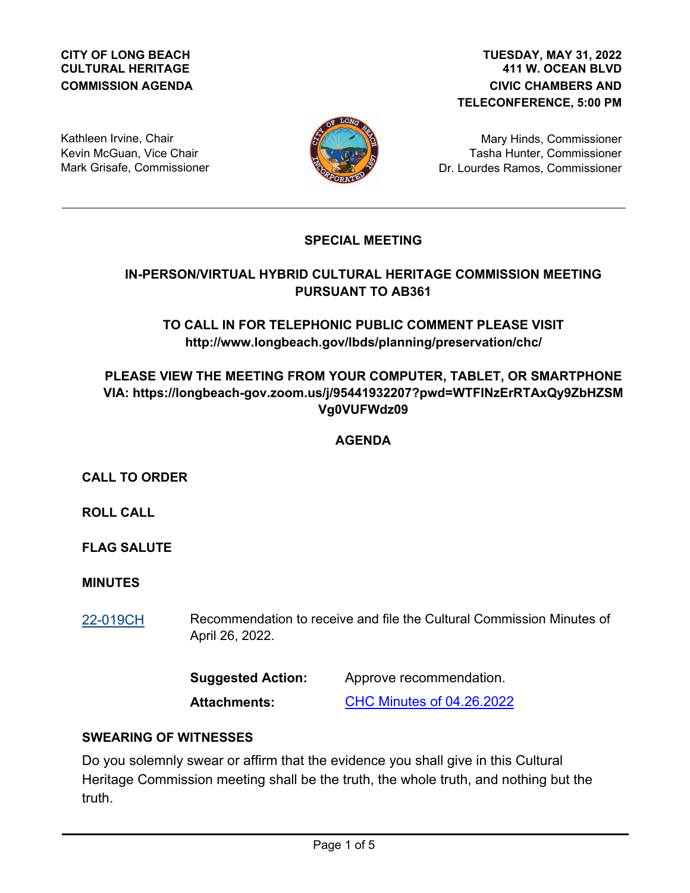**CITY OF LONG BEACH**
**CULTURAL HERITAGE**
**COMMISSION AGENDA**

**TUESDAY, MAY 31, 2022**
**411 W. OCEAN BLVD**
**CIVIC CHAMBERS AND**
**TELECONFERENCE, 5:00 PM**

Kathleen Irvine, Chair
Kevin McGuan, Vice Chair
Mark Grisafe, Commissioner

Mary Hinds, Commissioner
Tasha Hunter, Commissioner
Dr. Lourdes Ramos, Commissioner

---

## SPECIAL MEETING

### IN-PERSON/VIRTUAL HYBRID CULTURAL HERITAGE COMMISSION MEETING PURSUANT TO AB361

### TO CALL IN FOR TELEPHONIC PUBLIC COMMENT PLEASE VISIT http://www.longbeach.gov/lbds/planning/preservation/chc/

### PLEASE VIEW THE MEETING FROM YOUR COMPUTER, TABLET, OR SMARTPHONE VIA: https://longbeach-gov.zoom.us/j/95441932207?pwd=WTFINzErRTAxQy9ZbHZSMVg0VUFWdz09

## AGENDA

**CALL TO ORDER**

**ROLL CALL**

**FLAG SALUTE**

**MINUTES**

22-019CH — Recommendation to receive and file the Cultural Commission Minutes of April 26, 2022.

**Suggested Action:** Approve recommendation.

**Attachments:** CHC Minutes of 04.26.2022

**SWEARING OF WITNESSES**

Do you solemnly swear or affirm that the evidence you shall give in this Cultural Heritage Commission meeting shall be the truth, the whole truth, and nothing but the truth.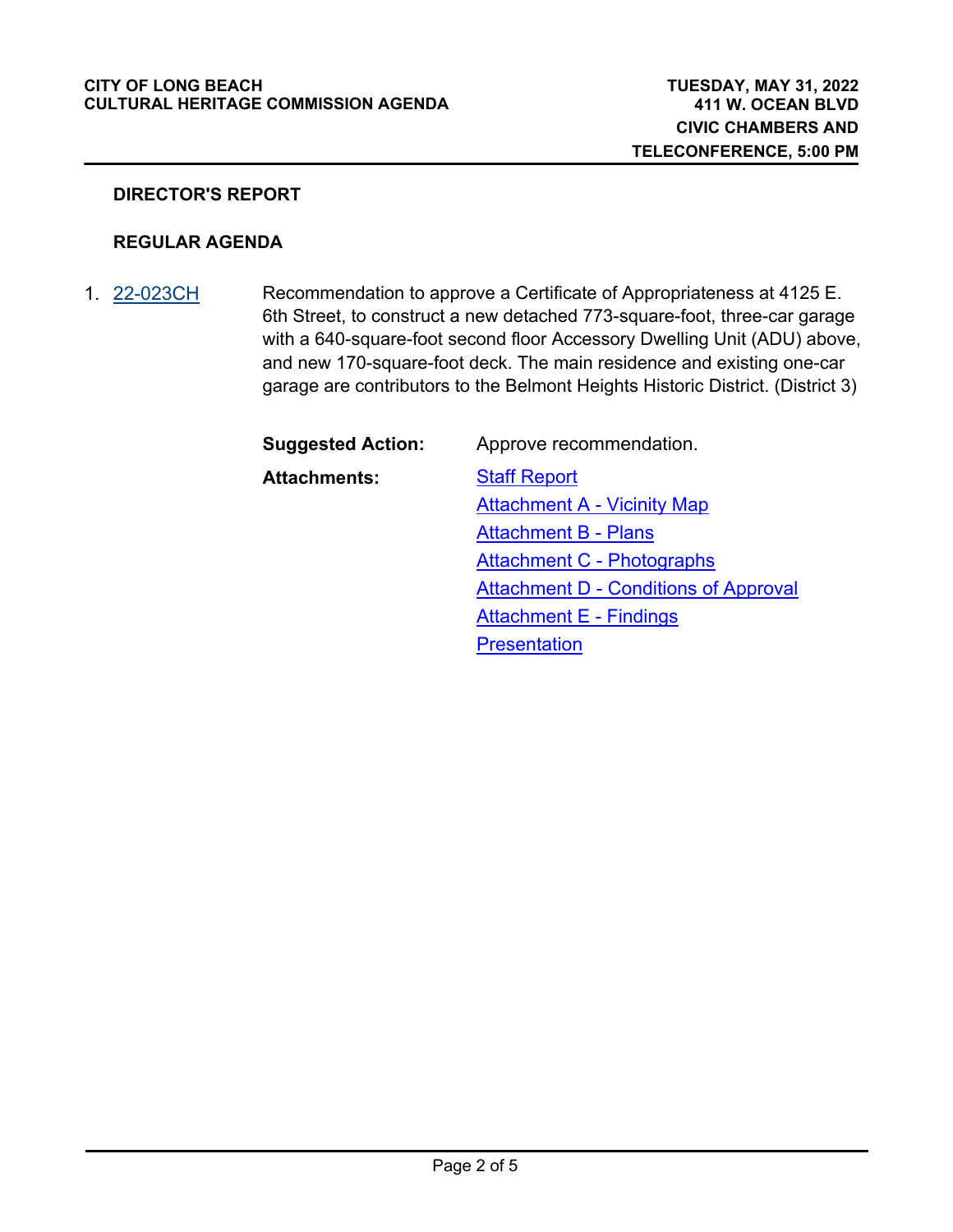## DIRECTOR'S REPORT

## REGULAR AGENDA

1. 22-023CH

Recommendation to approve a Certificate of Appropriateness at 4125 E. 6th Street, to construct a new detached 773-square-foot, three-car garage with a 640-square-foot second floor Accessory Dwelling Unit (ADU) above, and new 170-square-foot deck. The main residence and existing one-car garage are contributors to the Belmont Heights Historic District. (District 3)

**Suggested Action:** Approve recommendation.

**Attachments:**
- Staff Report
- Attachment A - Vicinity Map
- Attachment B - Plans
- Attachment C - Photographs
- Attachment D - Conditions of Approval
- Attachment E - Findings
- Presentation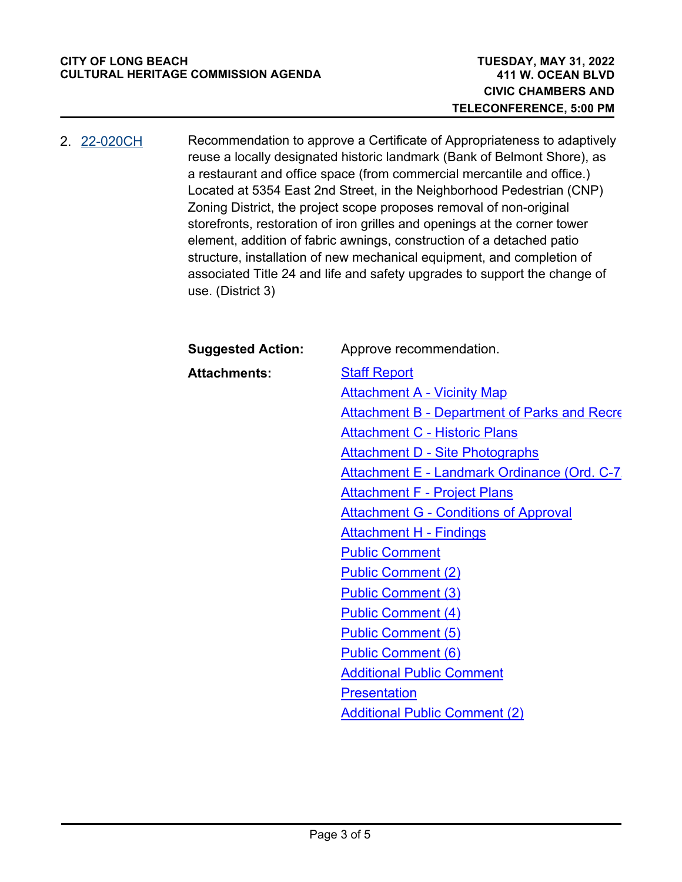2. 22-020CH

Recommendation to approve a Certificate of Appropriateness to adaptively reuse a locally designated historic landmark (Bank of Belmont Shore), as a restaurant and office space (from commercial mercantile and office.) Located at 5354 East 2nd Street, in the Neighborhood Pedestrian (CNP) Zoning District, the project scope proposes removal of non-original storefronts, restoration of iron grilles and openings at the corner tower element, addition of fabric awnings, construction of a detached patio structure, installation of new mechanical equipment, and completion of associated Title 24 and life and safety upgrades to support the change of use. (District 3)

**Suggested Action:** Approve recommendation.

**Attachments:**
- Staff Report
- Attachment A - Vicinity Map
- Attachment B - Department of Parks and Recre
- Attachment C - Historic Plans
- Attachment D - Site Photographs
- Attachment E - Landmark Ordinance (Ord. C-7
- Attachment F - Project Plans
- Attachment G - Conditions of Approval
- Attachment H - Findings
- Public Comment
- Public Comment (2)
- Public Comment (3)
- Public Comment (4)
- Public Comment (5)
- Public Comment (6)
- Additional Public Comment
- Presentation
- Additional Public Comment (2)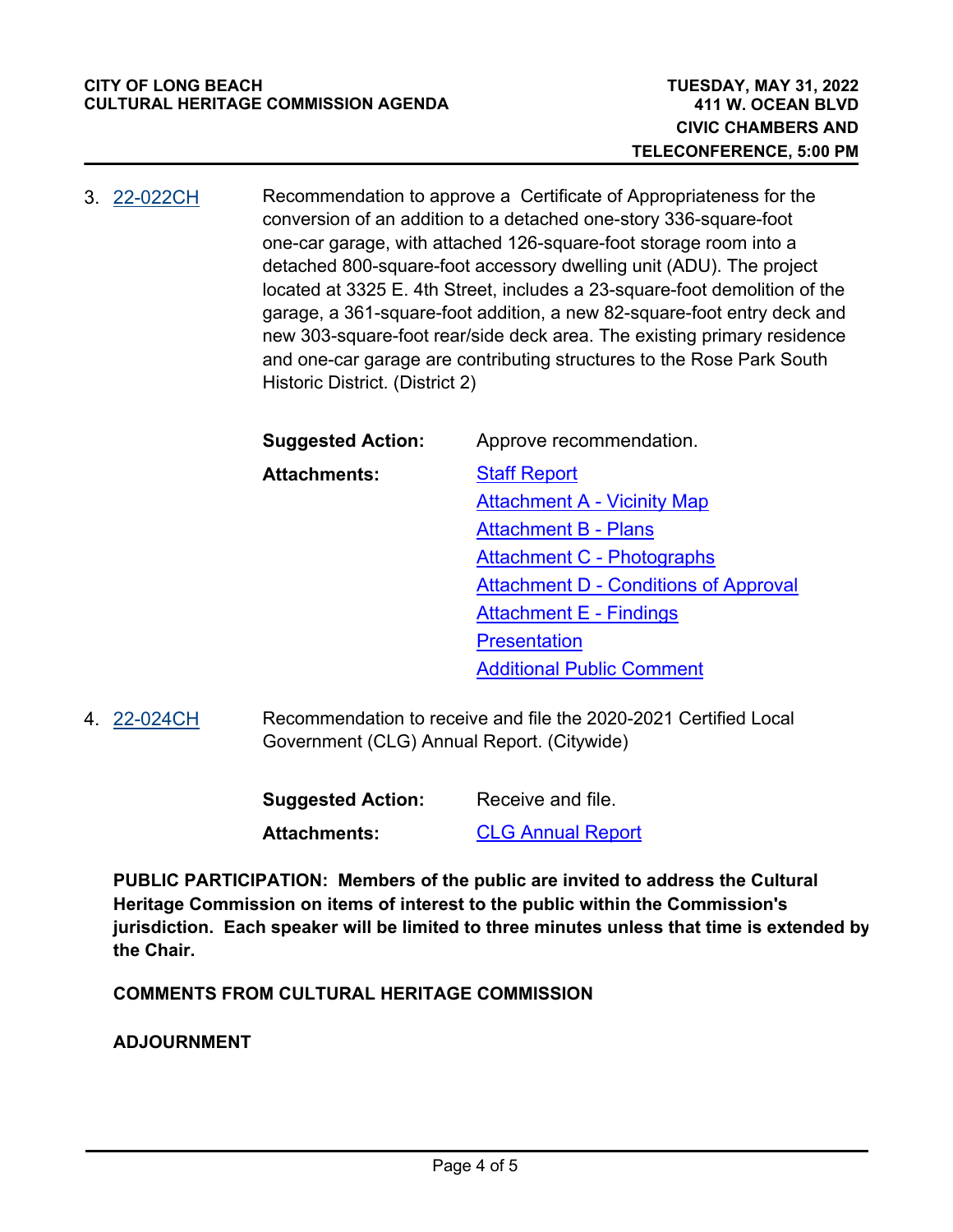3. 22-022CH

Recommendation to approve a Certificate of Appropriateness for the conversion of an addition to a detached one-story 336-square-foot one-car garage, with attached 126-square-foot storage room into a detached 800-square-foot accessory dwelling unit (ADU). The project located at 3325 E. 4th Street, includes a 23-square-foot demolition of the garage, a 361-square-foot addition, a new 82-square-foot entry deck and new 303-square-foot rear/side deck area. The existing primary residence and one-car garage are contributing structures to the Rose Park South Historic District. (District 2)

**Suggested Action:** Approve recommendation.

**Attachments:**
- Staff Report
- Attachment A - Vicinity Map
- Attachment B - Plans
- Attachment C - Photographs
- Attachment D - Conditions of Approval
- Attachment E - Findings
- Presentation
- Additional Public Comment

4. 22-024CH

Recommendation to receive and file the 2020-2021 Certified Local Government (CLG) Annual Report. (Citywide)

**Suggested Action:** Receive and file.

**Attachments:**
- CLG Annual Report

**PUBLIC PARTICIPATION: Members of the public are invited to address the Cultural Heritage Commission on items of interest to the public within the Commission's jurisdiction. Each speaker will be limited to three minutes unless that time is extended by the Chair.**

**COMMENTS FROM CULTURAL HERITAGE COMMISSION**

**ADJOURNMENT**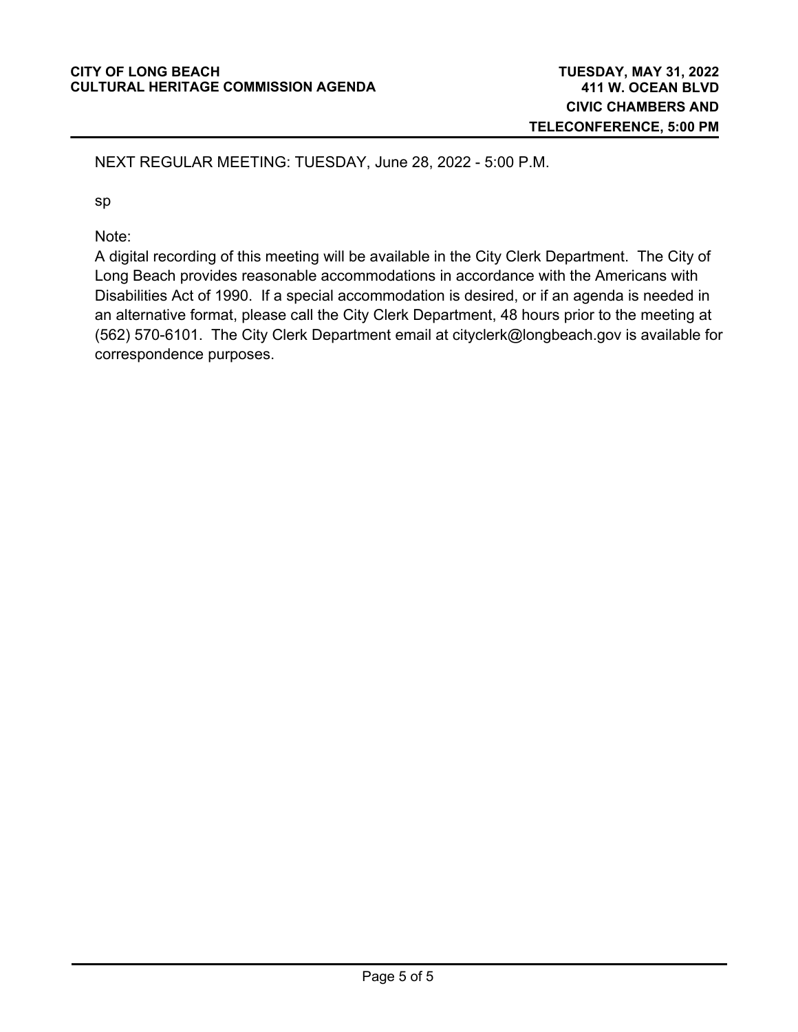NEXT REGULAR MEETING: TUESDAY, June 28, 2022 - 5:00 P.M.

sp

Note:

A digital recording of this meeting will be available in the City Clerk Department. The City of Long Beach provides reasonable accommodations in accordance with the Americans with Disabilities Act of 1990. If a special accommodation is desired, or if an agenda is needed in an alternative format, please call the City Clerk Department, 48 hours prior to the meeting at (562) 570-6101. The City Clerk Department email at cityclerk@longbeach.gov is available for correspondence purposes.